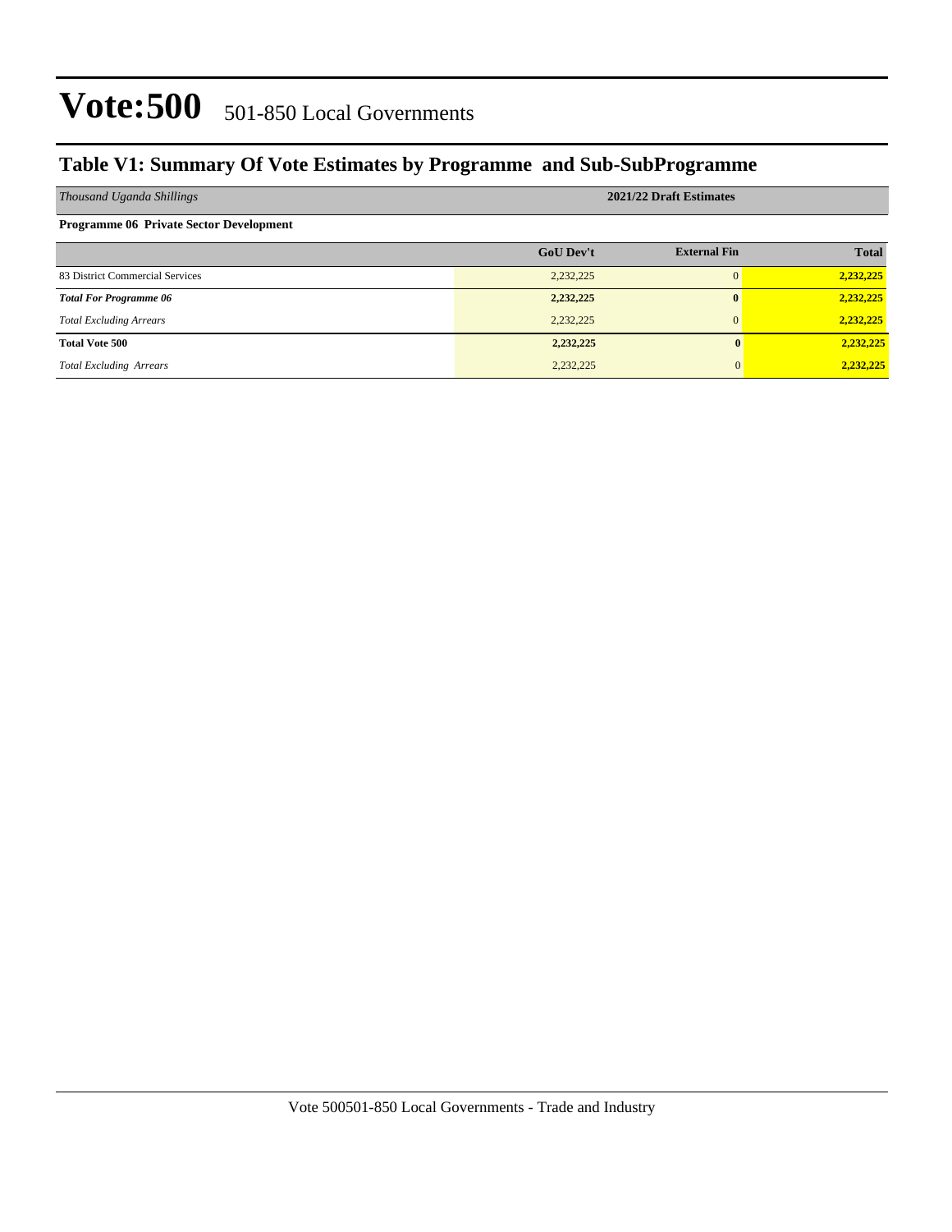# Vote:500 501-850 Local Governments

## Table V1: Summary Of Vote Estimates by Programme and Sub-SubProgramme

| *Thousand Uganda Shillings* | 2021/22 Draft Estimates | | |
|---|---|---|---|
| **Programme 06 Private Sector Development** | | | |
| | **GoU Dev't** | **External Fin** | **Total** |
| 83 District Commercial Services | 2,232,225 | 0 | **2,232,225** |
| ***Total For Programme 06*** | **2,232,225** | **0** | **2,232,225** |
| *Total Excluding Arrears* | 2,232,225 | 0 | **2,232,225** |
| **Total Vote 500** | **2,232,225** | **0** | **2,232,225** |
| *Total Excluding Arrears* | 2,232,225 | 0 | **2,232,225** |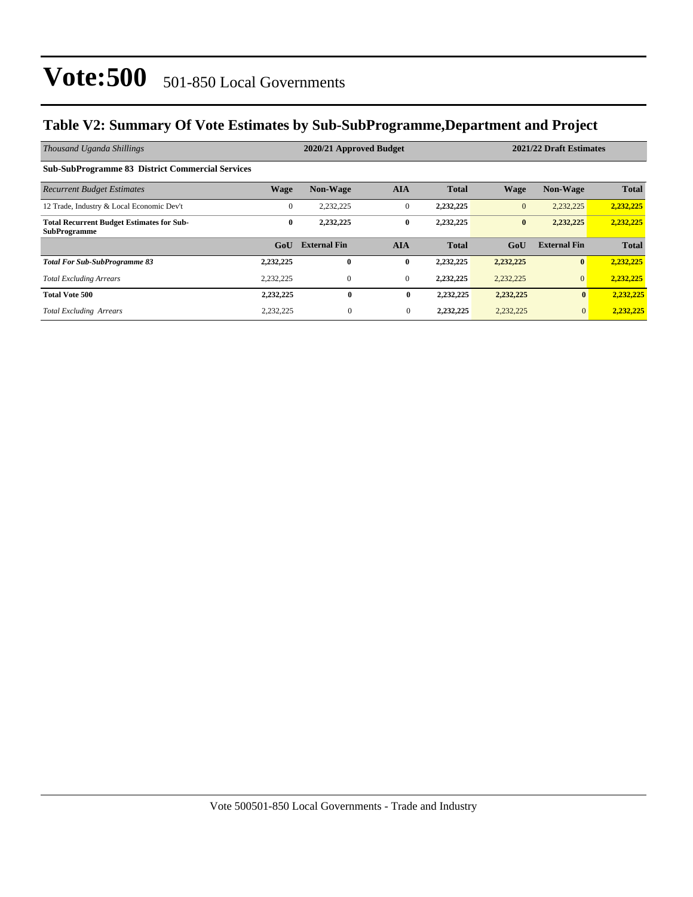# Vote:500 501-850 Local Governments

## Table V2: Summary Of Vote Estimates by Sub-SubProgramme,Department and Project

| *Thousand Uganda Shillings* | 2020/21 Approved Budget | | | | 2021/22 Draft Estimates | | |
|---|---|---|---|---|---|---|---|
| **Sub-SubProgramme 83 District Commercial Services** | | | | | | | |
| *Recurrent Budget Estimates* | **Wage** | **Non-Wage** | **AIA** | **Total** | **Wage** | **Non-Wage** | **Total** |
| 12 Trade, Industry & Local Economic Dev't | 0 | 2,232,225 | 0 | **2,232,225** | 0 | 2,232,225 | **2,232,225** |
| **Total Recurrent Budget Estimates for Sub-SubProgramme** | **0** | **2,232,225** | **0** | **2,232,225** | **0** | **2,232,225** | **2,232,225** |
| | **GoU** | **External Fin** | **AIA** | **Total** | **GoU** | **External Fin** | **Total** |
| ***Total For Sub-SubProgramme 83*** | **2,232,225** | **0** | **0** | **2,232,225** | **2,232,225** | **0** | **2,232,225** |
| *Total Excluding Arrears* | 2,232,225 | 0 | 0 | **2,232,225** | 2,232,225 | 0 | **2,232,225** |
| **Total Vote 500** | **2,232,225** | **0** | **0** | **2,232,225** | **2,232,225** | **0** | **2,232,225** |
| *Total Excluding Arrears* | 2,232,225 | 0 | 0 | **2,232,225** | 2,232,225 | 0 | **2,232,225** |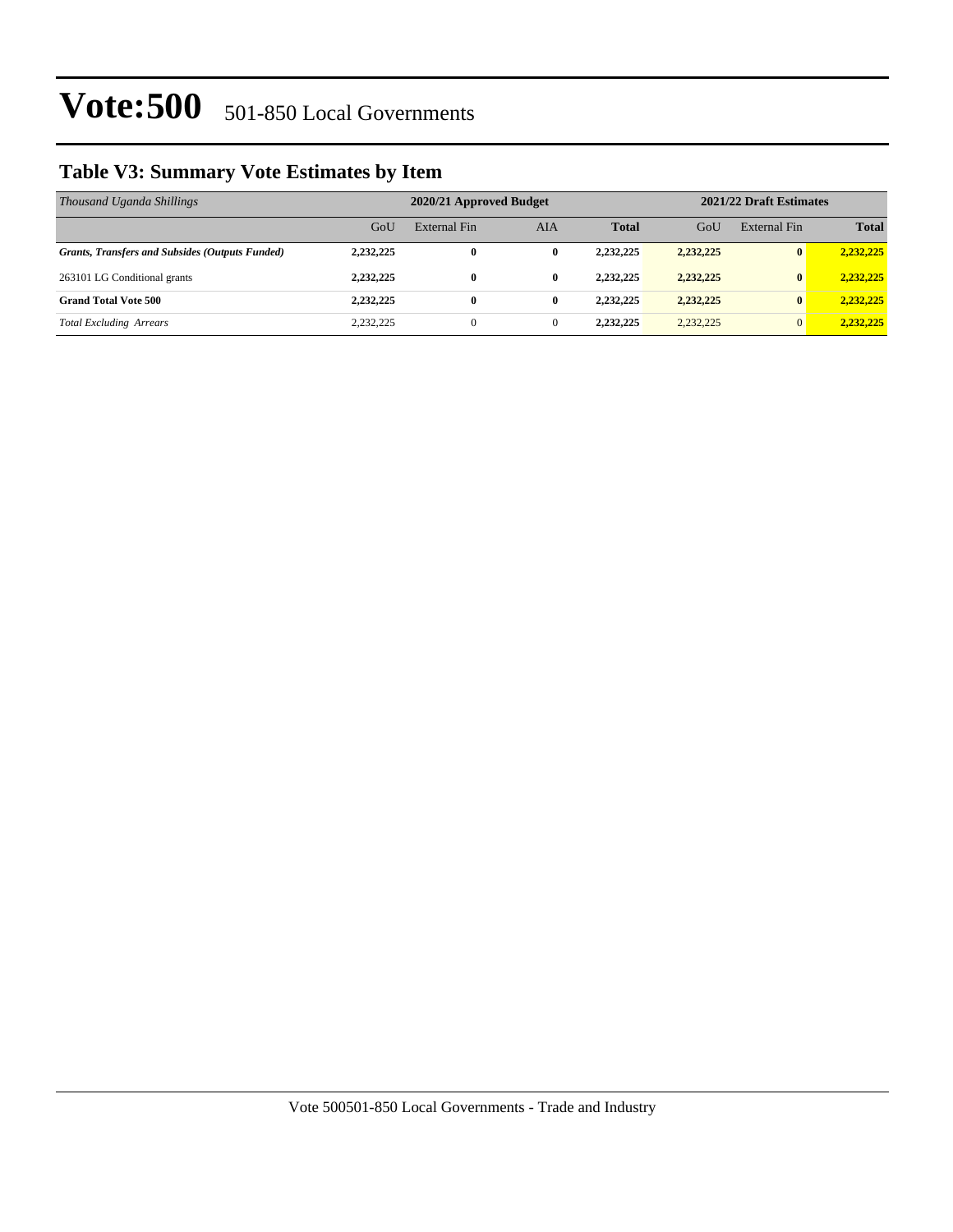# Vote:500 501-850 Local Governments

## Table V3: Summary Vote Estimates by Item

| *Thousand Uganda Shillings* | 2020/21 Approved Budget | | | | 2021/22 Draft Estimates | | |
|---|---|---|---|---|---|---|---|
| | GoU | External Fin | AIA | **Total** | GoU | External Fin | **Total** |
| ***Grants, Transfers and Subsides (Outputs Funded)*** | **2,232,225** | **0** | **0** | **2,232,225** | **2,232,225** | **0** | **2,232,225** |
| 263101 LG Conditional grants | **2,232,225** | **0** | **0** | **2,232,225** | **2,232,225** | **0** | **2,232,225** |
| **Grand Total Vote 500** | **2,232,225** | **0** | **0** | **2,232,225** | **2,232,225** | **0** | **2,232,225** |
| *Total Excluding Arrears* | 2,232,225 | 0 | 0 | **2,232,225** | 2,232,225 | 0 | **2,232,225** |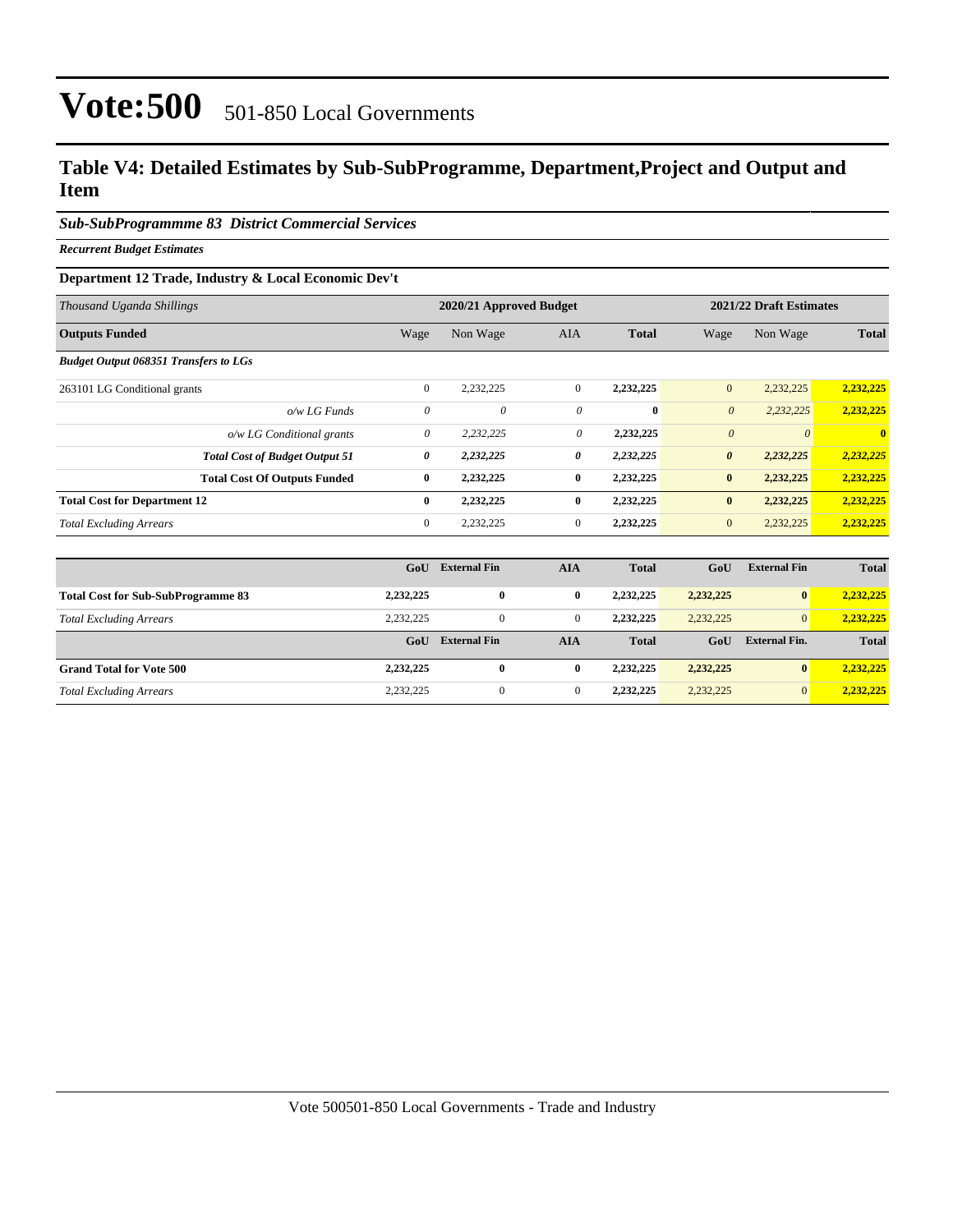# Vote:500 501-850 Local Governments

## Table V4: Detailed Estimates by Sub-SubProgramme, Department,Project and Output and Item

### *Sub-SubProgrammme 83 District Commercial Services*

***Recurrent Budget Estimates***

**Department 12 Trade, Industry & Local Economic Dev't**

| *Thousand Uganda Shillings* | 2020/21 Approved Budget | | | | 2021/22 Draft Estimates | | |
|---|---|---|---|---|---|---|---|
| **Outputs Funded** | Wage | Non Wage | AIA | **Total** | Wage | Non Wage | **Total** |
| ***Budget Output 068351 Transfers to LGs*** | | | | | | | |
| 263101 LG Conditional grants | 0 | 2,232,225 | 0 | **2,232,225** | 0 | 2,232,225 | **2,232,225** |
| *o/w LG Funds* | *0* | *0* | *0* | **0** | *0* | *2,232,225* | **2,232,225** |
| *o/w LG Conditional grants* | *0* | *2,232,225* | *0* | **2,232,225** | *0* | *0* | **0** |
| ***Total Cost of Budget Output 51*** | ***0*** | ***2,232,225*** | ***0*** | ***2,232,225*** | ***0*** | ***2,232,225*** | ***2,232,225*** |
| **Total Cost Of Outputs Funded** | **0** | **2,232,225** | **0** | **2,232,225** | **0** | **2,232,225** | **2,232,225** |
| **Total Cost for Department 12** | **0** | **2,232,225** | **0** | **2,232,225** | **0** | **2,232,225** | **2,232,225** |
| *Total Excluding Arrears* | 0 | 2,232,225 | 0 | **2,232,225** | 0 | 2,232,225 | **2,232,225** |

| | GoU | External Fin | AIA | Total | GoU | External Fin | Total |
|---|---|---|---|---|---|---|---|
| **Total Cost for Sub-SubProgramme 83** | **2,232,225** | **0** | **0** | **2,232,225** | **2,232,225** | **0** | **2,232,225** |
| *Total Excluding Arrears* | 2,232,225 | 0 | 0 | **2,232,225** | 2,232,225 | 0 | **2,232,225** |
| | **GoU** | **External Fin** | **AIA** | **Total** | **GoU** | **External Fin.** | **Total** |
| **Grand Total for Vote 500** | **2,232,225** | **0** | **0** | **2,232,225** | **2,232,225** | **0** | **2,232,225** |
| *Total Excluding Arrears* | 2,232,225 | 0 | 0 | **2,232,225** | 2,232,225 | 0 | **2,232,225** |